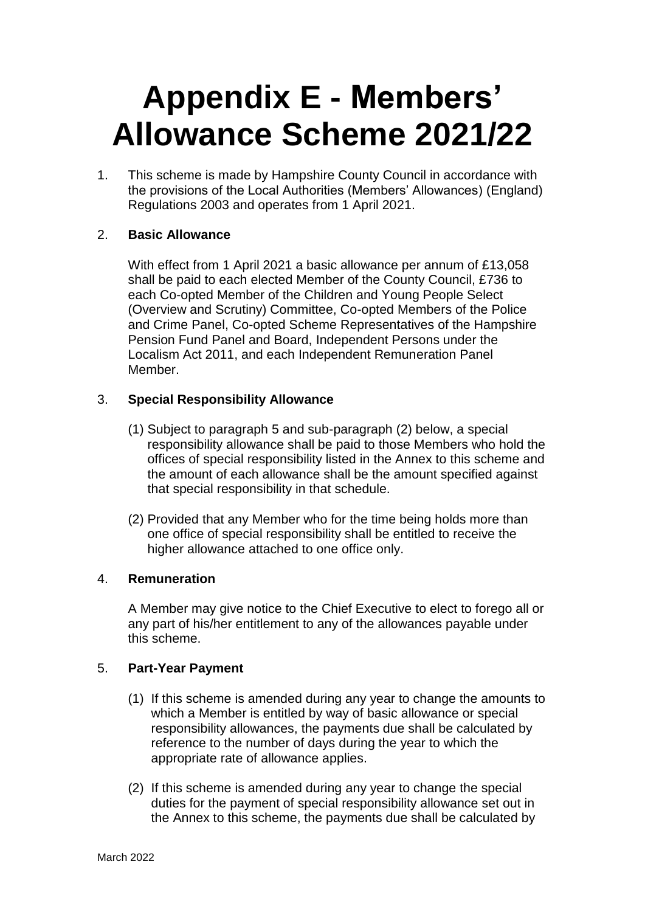# Appendix E - Members' Allowance Scheme 2021/22

1. This scheme is made by Hampshire County Council in accordance with the provisions of the Local Authorities (Members' Allowances) (England) Regulations 2003 and operates from 1 April 2021.

2. **Basic Allowance**

   With effect from 1 April 2021 a basic allowance per annum of £13,058 shall be paid to each elected Member of the County Council, £736 to each Co-opted Member of the Children and Young People Select (Overview and Scrutiny) Committee, Co-opted Members of the Police and Crime Panel, Co-opted Scheme Representatives of the Hampshire Pension Fund Panel and Board, Independent Persons under the Localism Act 2011, and each Independent Remuneration Panel Member.

3. **Special Responsibility Allowance**

   (1) Subject to paragraph 5 and sub-paragraph (2) below, a special responsibility allowance shall be paid to those Members who hold the offices of special responsibility listed in the Annex to this scheme and the amount of each allowance shall be the amount specified against that special responsibility in that schedule.

   (2) Provided that any Member who for the time being holds more than one office of special responsibility shall be entitled to receive the higher allowance attached to one office only.

4. **Remuneration**

   A Member may give notice to the Chief Executive to elect to forego all or any part of his/her entitlement to any of the allowances payable under this scheme.

5. **Part-Year Payment**

   (1) If this scheme is amended during any year to change the amounts to which a Member is entitled by way of basic allowance or special responsibility allowances, the payments due shall be calculated by reference to the number of days during the year to which the appropriate rate of allowance applies.

   (2) If this scheme is amended during any year to change the special duties for the payment of special responsibility allowance set out in the Annex to this scheme, the payments due shall be calculated by

March 2022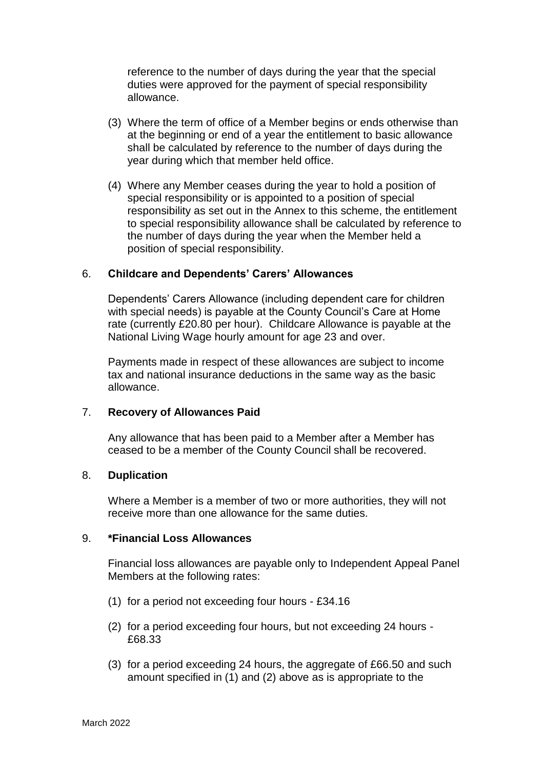reference to the number of days during the year that the special duties were approved for the payment of special responsibility allowance.

(3) Where the term of office of a Member begins or ends otherwise than at the beginning or end of a year the entitlement to basic allowance shall be calculated by reference to the number of days during the year during which that member held office.

(4) Where any Member ceases during the year to hold a position of special responsibility or is appointed to a position of special responsibility as set out in the Annex to this scheme, the entitlement to special responsibility allowance shall be calculated by reference to the number of days during the year when the Member held a position of special responsibility.

## 6. Childcare and Dependents' Carers' Allowances

Dependents' Carers Allowance (including dependent care for children with special needs) is payable at the County Council's Care at Home rate (currently £20.80 per hour). Childcare Allowance is payable at the National Living Wage hourly amount for age 23 and over.

Payments made in respect of these allowances are subject to income tax and national insurance deductions in the same way as the basic allowance.

## 7. Recovery of Allowances Paid

Any allowance that has been paid to a Member after a Member has ceased to be a member of the County Council shall be recovered.

## 8. Duplication

Where a Member is a member of two or more authorities, they will not receive more than one allowance for the same duties.

## 9. *Financial Loss Allowances

Financial loss allowances are payable only to Independent Appeal Panel Members at the following rates:

(1) for a period not exceeding four hours - £34.16

(2) for a period exceeding four hours, but not exceeding 24 hours - £68.33

(3) for a period exceeding 24 hours, the aggregate of £66.50 and such amount specified in (1) and (2) above as is appropriate to the

March 2022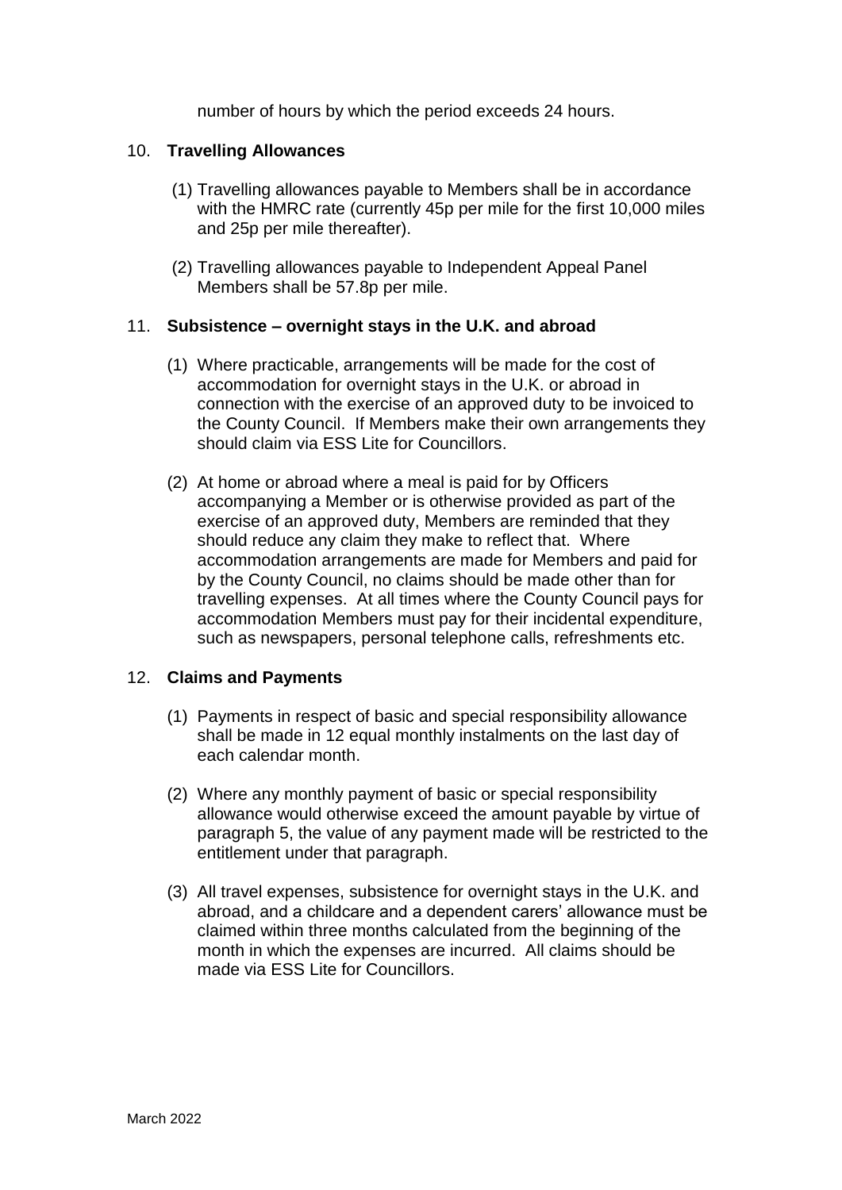number of hours by which the period exceeds 24 hours.

## 10. **Travelling Allowances**

(1) Travelling allowances payable to Members shall be in accordance with the HMRC rate (currently 45p per mile for the first 10,000 miles and 25p per mile thereafter).

(2) Travelling allowances payable to Independent Appeal Panel Members shall be 57.8p per mile.

## 11. **Subsistence – overnight stays in the U.K. and abroad**

(1) Where practicable, arrangements will be made for the cost of accommodation for overnight stays in the U.K. or abroad in connection with the exercise of an approved duty to be invoiced to the County Council. If Members make their own arrangements they should claim via ESS Lite for Councillors.

(2) At home or abroad where a meal is paid for by Officers accompanying a Member or is otherwise provided as part of the exercise of an approved duty, Members are reminded that they should reduce any claim they make to reflect that. Where accommodation arrangements are made for Members and paid for by the County Council, no claims should be made other than for travelling expenses. At all times where the County Council pays for accommodation Members must pay for their incidental expenditure, such as newspapers, personal telephone calls, refreshments etc.

## 12. **Claims and Payments**

(1) Payments in respect of basic and special responsibility allowance shall be made in 12 equal monthly instalments on the last day of each calendar month.

(2) Where any monthly payment of basic or special responsibility allowance would otherwise exceed the amount payable by virtue of paragraph 5, the value of any payment made will be restricted to the entitlement under that paragraph.

(3) All travel expenses, subsistence for overnight stays in the U.K. and abroad, and a childcare and a dependent carers' allowance must be claimed within three months calculated from the beginning of the month in which the expenses are incurred. All claims should be made via ESS Lite for Councillors.

March 2022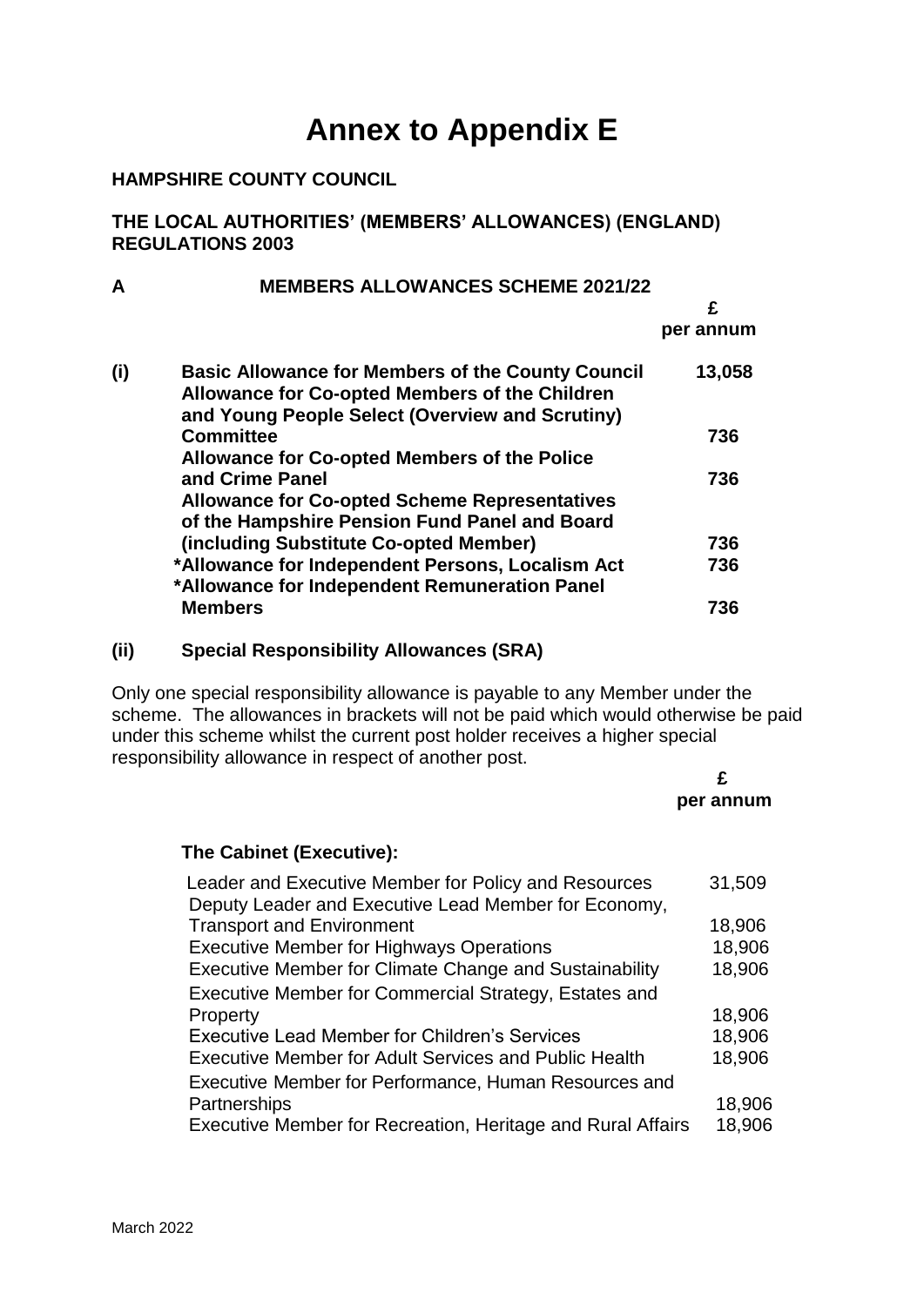# Annex to Appendix E

**HAMPSHIRE COUNTY COUNCIL**

**THE LOCAL AUTHORITIES' (MEMBERS' ALLOWANCES) (ENGLAND) REGULATIONS 2003**

**A MEMBERS ALLOWANCES SCHEME 2021/22**

| | | £ per annum |
|---|---|---|
| **(i)** | **Basic Allowance for Members of the County Council** | **13,058** |
| | **Allowance for Co-opted Members of the Children and Young People Select (Overview and Scrutiny) Committee** | **736** |
| | **Allowance for Co-opted Members of the Police and Crime Panel** | **736** |
| | **Allowance for Co-opted Scheme Representatives of the Hampshire Pension Fund Panel and Board (including Substitute Co-opted Member)** | **736** |
| | **\*Allowance for Independent Persons, Localism Act** | **736** |
| | **\*Allowance for Independent Remuneration Panel Members** | **736** |

**(ii) Special Responsibility Allowances (SRA)**

Only one special responsibility allowance is payable to any Member under the scheme. The allowances in brackets will not be paid which would otherwise be paid under this scheme whilst the current post holder receives a higher special responsibility allowance in respect of another post.

| | £ per annum |
|---|---|
| **The Cabinet (Executive):** | |
| Leader and Executive Member for Policy and Resources | 31,509 |
| Deputy Leader and Executive Lead Member for Economy, Transport and Environment | 18,906 |
| Executive Member for Highways Operations | 18,906 |
| Executive Member for Climate Change and Sustainability | 18,906 |
| Executive Member for Commercial Strategy, Estates and Property | 18,906 |
| Executive Lead Member for Children's Services | 18,906 |
| Executive Member for Adult Services and Public Health | 18,906 |
| Executive Member for Performance, Human Resources and Partnerships | 18,906 |
| Executive Member for Recreation, Heritage and Rural Affairs | 18,906 |

March 2022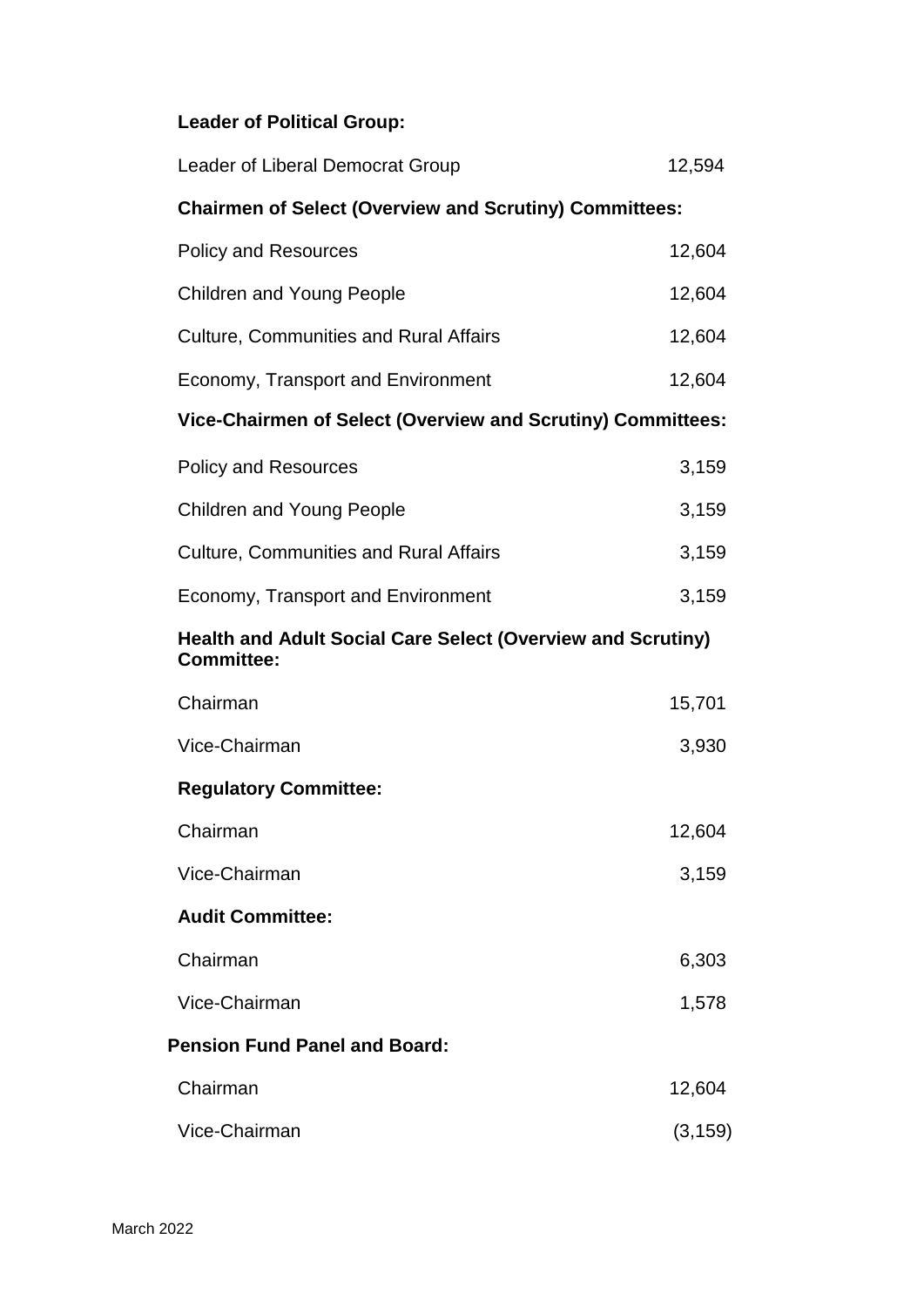**Leader of Political Group:**

| | |
|---|---|
| Leader of Liberal Democrat Group | 12,594 |

**Chairmen of Select (Overview and Scrutiny) Committees:**

| | |
|---|---|
| Policy and Resources | 12,604 |
| Children and Young People | 12,604 |
| Culture, Communities and Rural Affairs | 12,604 |
| Economy, Transport and Environment | 12,604 |

**Vice-Chairmen of Select (Overview and Scrutiny) Committees:**

| | |
|---|---|
| Policy and Resources | 3,159 |
| Children and Young People | 3,159 |
| Culture, Communities and Rural Affairs | 3,159 |
| Economy, Transport and Environment | 3,159 |

**Health and Adult Social Care Select (Overview and Scrutiny) Committee:**

| | |
|---|---|
| Chairman | 15,701 |
| Vice-Chairman | 3,930 |

**Regulatory Committee:**

| | |
|---|---|
| Chairman | 12,604 |
| Vice-Chairman | 3,159 |

**Audit Committee:**

| | |
|---|---|
| Chairman | 6,303 |
| Vice-Chairman | 1,578 |

**Pension Fund Panel and Board:**

| | |
|---|---|
| Chairman | 12,604 |
| Vice-Chairman | (3,159) |

March 2022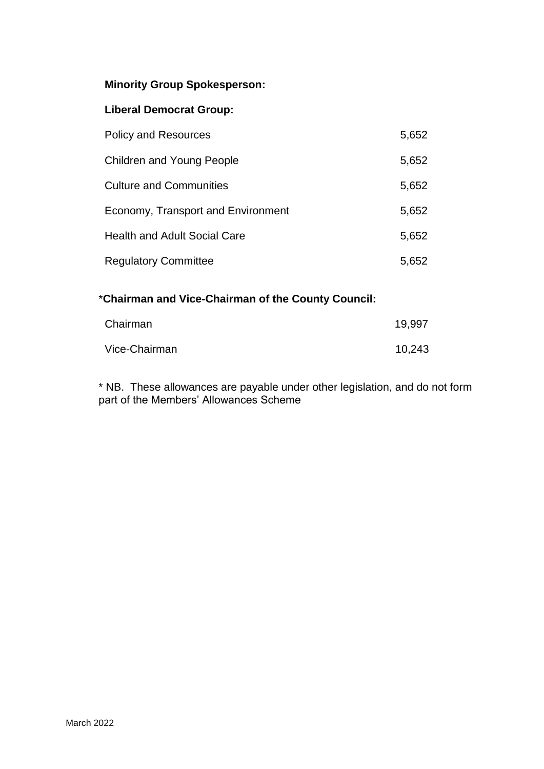**Minority Group Spokesperson:**

**Liberal Democrat Group:**

| | |
|---|---|
| Policy and Resources | 5,652 |
| Children and Young People | 5,652 |
| Culture and Communities | 5,652 |
| Economy, Transport and Environment | 5,652 |
| Health and Adult Social Care | 5,652 |
| Regulatory Committee | 5,652 |

***Chairman and Vice-Chairman of the County Council:**

| | |
|---|---|
| Chairman | 19,997 |
| Vice-Chairman | 10,243 |

* NB. These allowances are payable under other legislation, and do not form part of the Members' Allowances Scheme

March 2022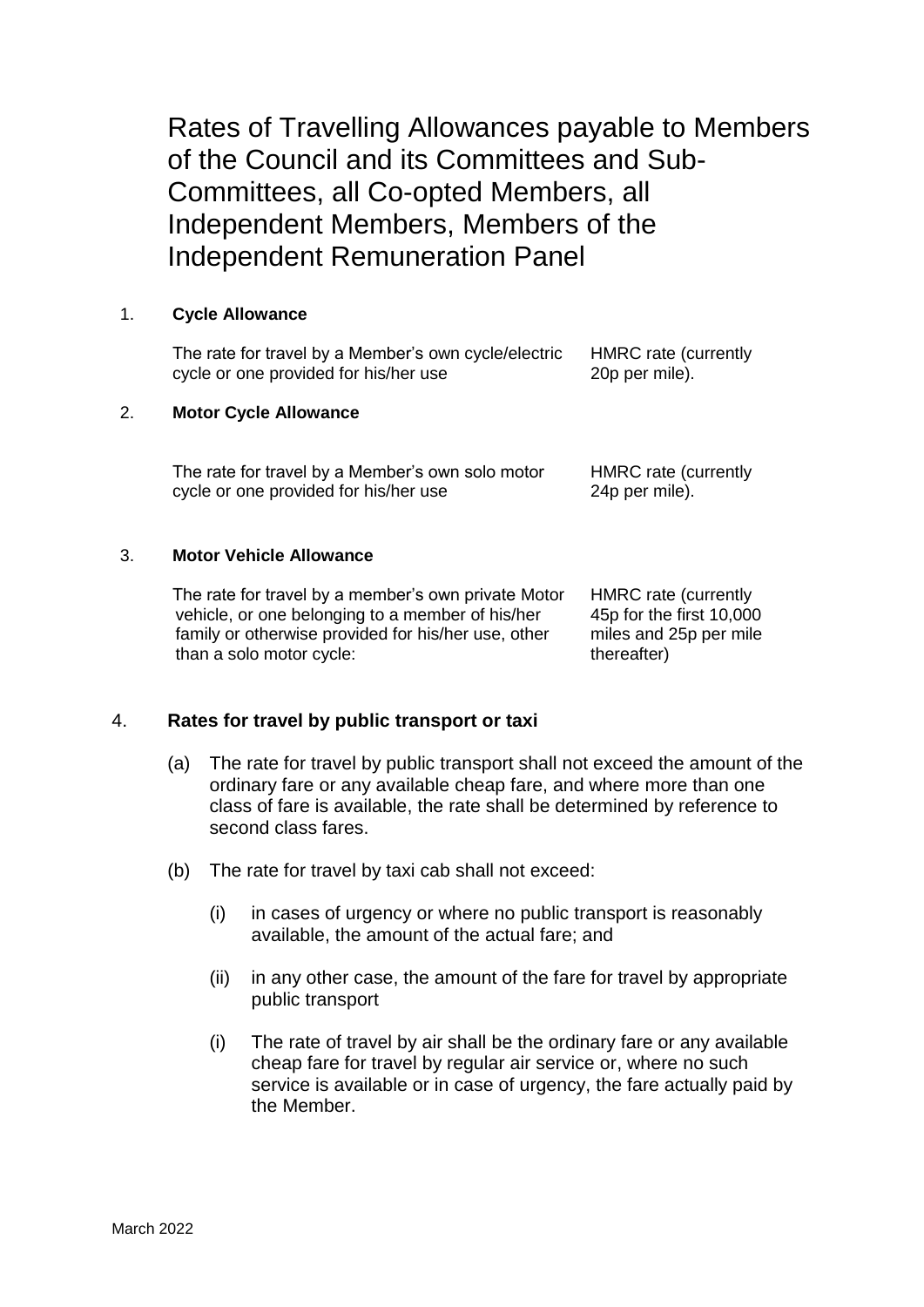# Rates of Travelling Allowances payable to Members of the Council and its Committees and Sub-Committees, all Co-opted Members, all Independent Members, Members of the Independent Remuneration Panel

1. **Cycle Allowance**

   The rate for travel by a Member's own cycle/electric cycle or one provided for his/her use — HMRC rate (currently 20p per mile).

2. **Motor Cycle Allowance**

   The rate for travel by a Member's own solo motor cycle or one provided for his/her use — HMRC rate (currently 24p per mile).

3. **Motor Vehicle Allowance**

   The rate for travel by a member's own private Motor vehicle, or one belonging to a member of his/her family or otherwise provided for his/her use, other than a solo motor cycle: — HMRC rate (currently 45p for the first 10,000 miles and 25p per mile thereafter)

4. **Rates for travel by public transport or taxi**

   (a) The rate for travel by public transport shall not exceed the amount of the ordinary fare or any available cheap fare, and where more than one class of fare is available, the rate shall be determined by reference to second class fares.

   (b) The rate for travel by taxi cab shall not exceed:

      (i) in cases of urgency or where no public transport is reasonably available, the amount of the actual fare; and

      (ii) in any other case, the amount of the fare for travel by appropriate public transport

      (i) The rate of travel by air shall be the ordinary fare or any available cheap fare for travel by regular air service or, where no such service is available or in case of urgency, the fare actually paid by the Member.

March 2022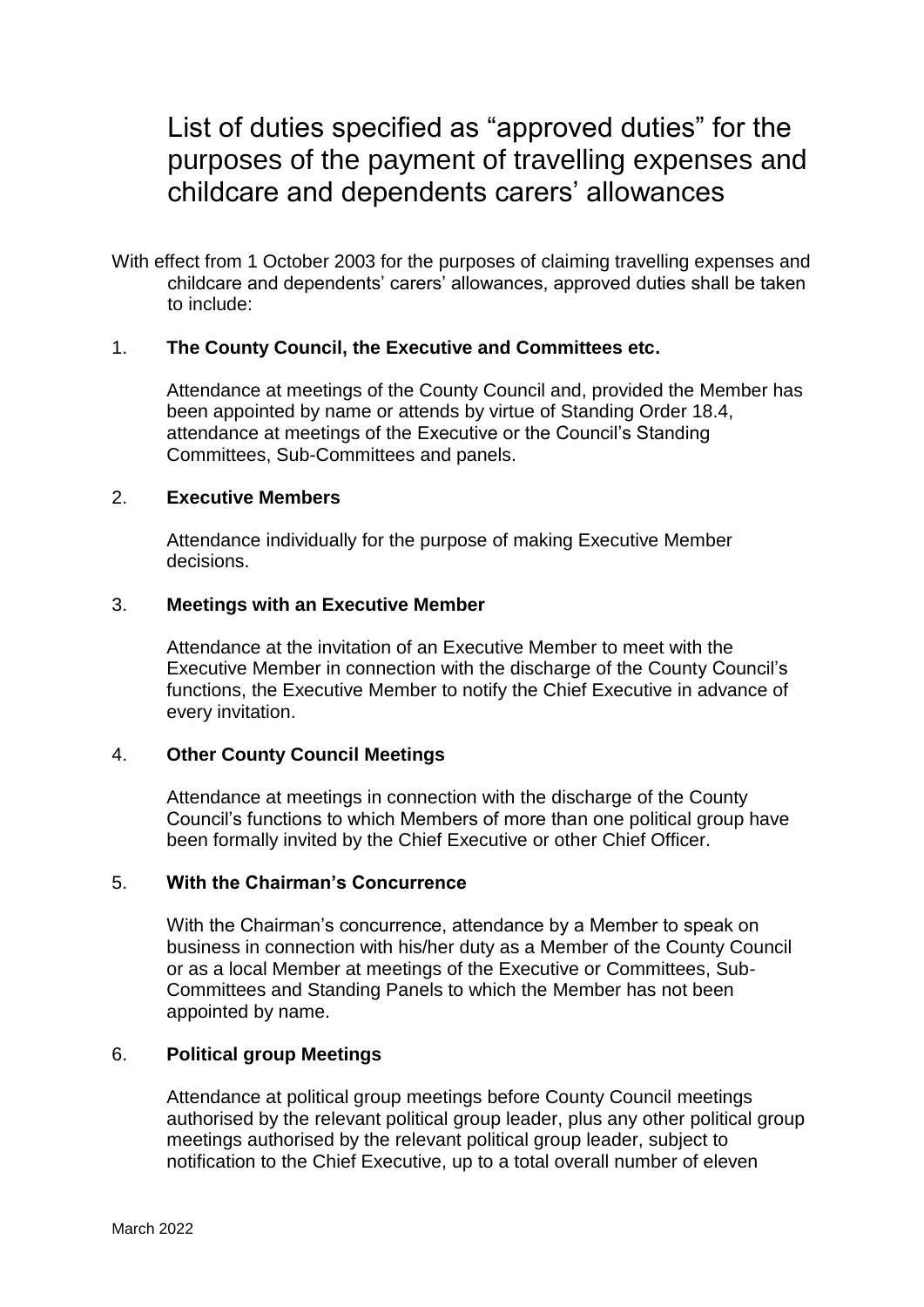# List of duties specified as "approved duties" for the purposes of the payment of travelling expenses and childcare and dependents carers' allowances

With effect from 1 October 2003 for the purposes of claiming travelling expenses and childcare and dependents' carers' allowances, approved duties shall be taken to include:

1. **The County Council, the Executive and Committees etc.**

   Attendance at meetings of the County Council and, provided the Member has been appointed by name or attends by virtue of Standing Order 18.4, attendance at meetings of the Executive or the Council's Standing Committees, Sub-Committees and panels.

2. **Executive Members**

   Attendance individually for the purpose of making Executive Member decisions.

3. **Meetings with an Executive Member**

   Attendance at the invitation of an Executive Member to meet with the Executive Member in connection with the discharge of the County Council's functions, the Executive Member to notify the Chief Executive in advance of every invitation.

4. **Other County Council Meetings**

   Attendance at meetings in connection with the discharge of the County Council's functions to which Members of more than one political group have been formally invited by the Chief Executive or other Chief Officer.

5. **With the Chairman's Concurrence**

   With the Chairman's concurrence, attendance by a Member to speak on business in connection with his/her duty as a Member of the County Council or as a local Member at meetings of the Executive or Committees, Sub-Committees and Standing Panels to which the Member has not been appointed by name.

6. **Political group Meetings**

   Attendance at political group meetings before County Council meetings authorised by the relevant political group leader, plus any other political group meetings authorised by the relevant political group leader, subject to notification to the Chief Executive, up to a total overall number of eleven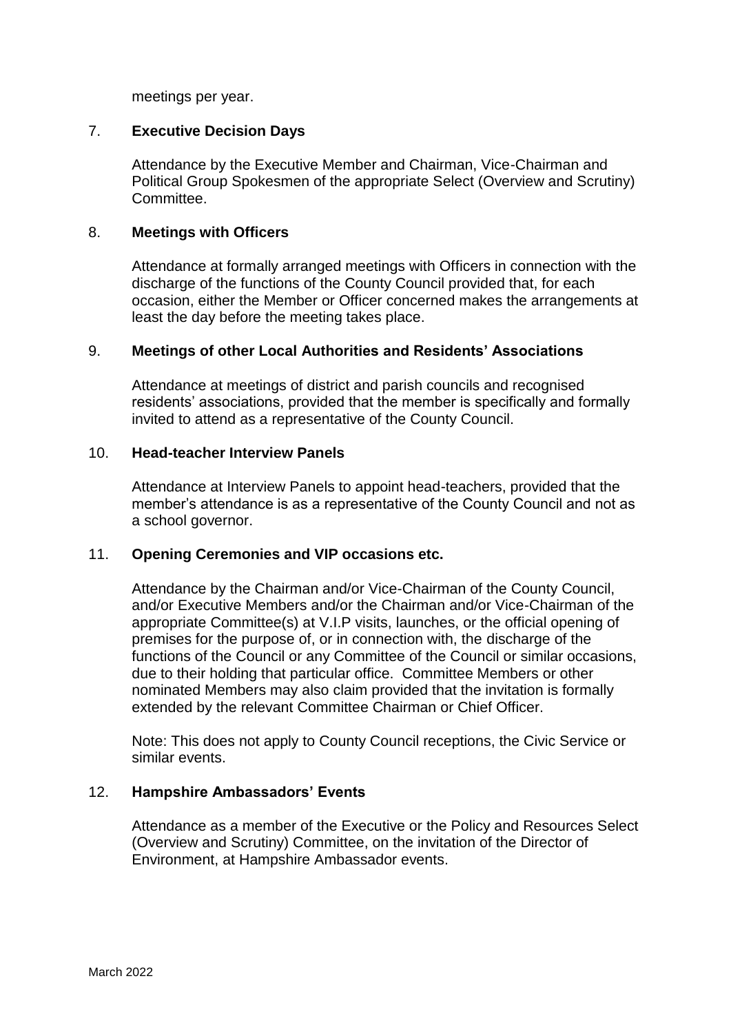meetings per year.

7. **Executive Decision Days**

   Attendance by the Executive Member and Chairman, Vice-Chairman and Political Group Spokesmen of the appropriate Select (Overview and Scrutiny) Committee.

8. **Meetings with Officers**

   Attendance at formally arranged meetings with Officers in connection with the discharge of the functions of the County Council provided that, for each occasion, either the Member or Officer concerned makes the arrangements at least the day before the meeting takes place.

9. **Meetings of other Local Authorities and Residents' Associations**

   Attendance at meetings of district and parish councils and recognised residents' associations, provided that the member is specifically and formally invited to attend as a representative of the County Council.

10. **Head-teacher Interview Panels**

    Attendance at Interview Panels to appoint head-teachers, provided that the member's attendance is as a representative of the County Council and not as a school governor.

11. **Opening Ceremonies and VIP occasions etc.**

    Attendance by the Chairman and/or Vice-Chairman of the County Council, and/or Executive Members and/or the Chairman and/or Vice-Chairman of the appropriate Committee(s) at V.I.P visits, launches, or the official opening of premises for the purpose of, or in connection with, the discharge of the functions of the Council or any Committee of the Council or similar occasions, due to their holding that particular office. Committee Members or other nominated Members may also claim provided that the invitation is formally extended by the relevant Committee Chairman or Chief Officer.

    Note: This does not apply to County Council receptions, the Civic Service or similar events.

12. **Hampshire Ambassadors' Events**

    Attendance as a member of the Executive or the Policy and Resources Select (Overview and Scrutiny) Committee, on the invitation of the Director of Environment, at Hampshire Ambassador events.

March 2022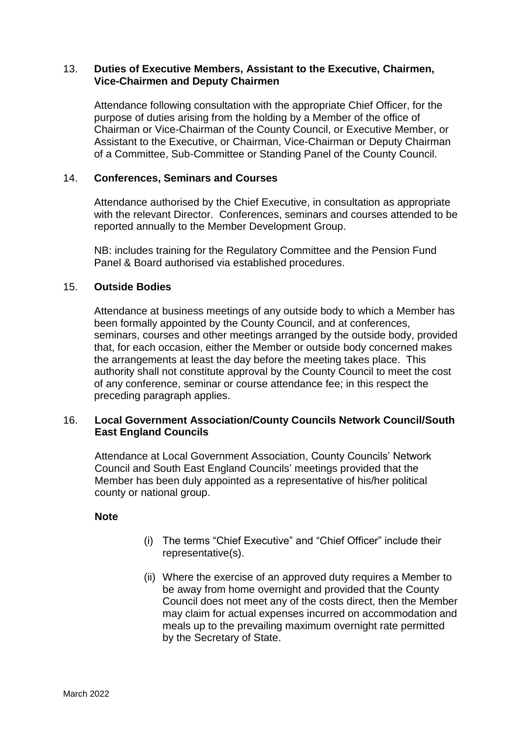13. **Duties of Executive Members, Assistant to the Executive, Chairmen, Vice-Chairmen and Deputy Chairmen**

Attendance following consultation with the appropriate Chief Officer, for the purpose of duties arising from the holding by a Member of the office of Chairman or Vice-Chairman of the County Council, or Executive Member, or Assistant to the Executive, or Chairman, Vice-Chairman or Deputy Chairman of a Committee, Sub-Committee or Standing Panel of the County Council.

14. **Conferences, Seminars and Courses**

Attendance authorised by the Chief Executive, in consultation as appropriate with the relevant Director. Conferences, seminars and courses attended to be reported annually to the Member Development Group.

NB: includes training for the Regulatory Committee and the Pension Fund Panel & Board authorised via established procedures.

15. **Outside Bodies**

Attendance at business meetings of any outside body to which a Member has been formally appointed by the County Council, and at conferences, seminars, courses and other meetings arranged by the outside body, provided that, for each occasion, either the Member or outside body concerned makes the arrangements at least the day before the meeting takes place. This authority shall not constitute approval by the County Council to meet the cost of any conference, seminar or course attendance fee; in this respect the preceding paragraph applies.

16. **Local Government Association/County Councils Network Council/South East England Councils**

Attendance at Local Government Association, County Councils' Network Council and South East England Councils' meetings provided that the Member has been duly appointed as a representative of his/her political county or national group.

**Note**

(i) The terms "Chief Executive" and "Chief Officer" include their representative(s).

(ii) Where the exercise of an approved duty requires a Member to be away from home overnight and provided that the County Council does not meet any of the costs direct, then the Member may claim for actual expenses incurred on accommodation and meals up to the prevailing maximum overnight rate permitted by the Secretary of State.

March 2022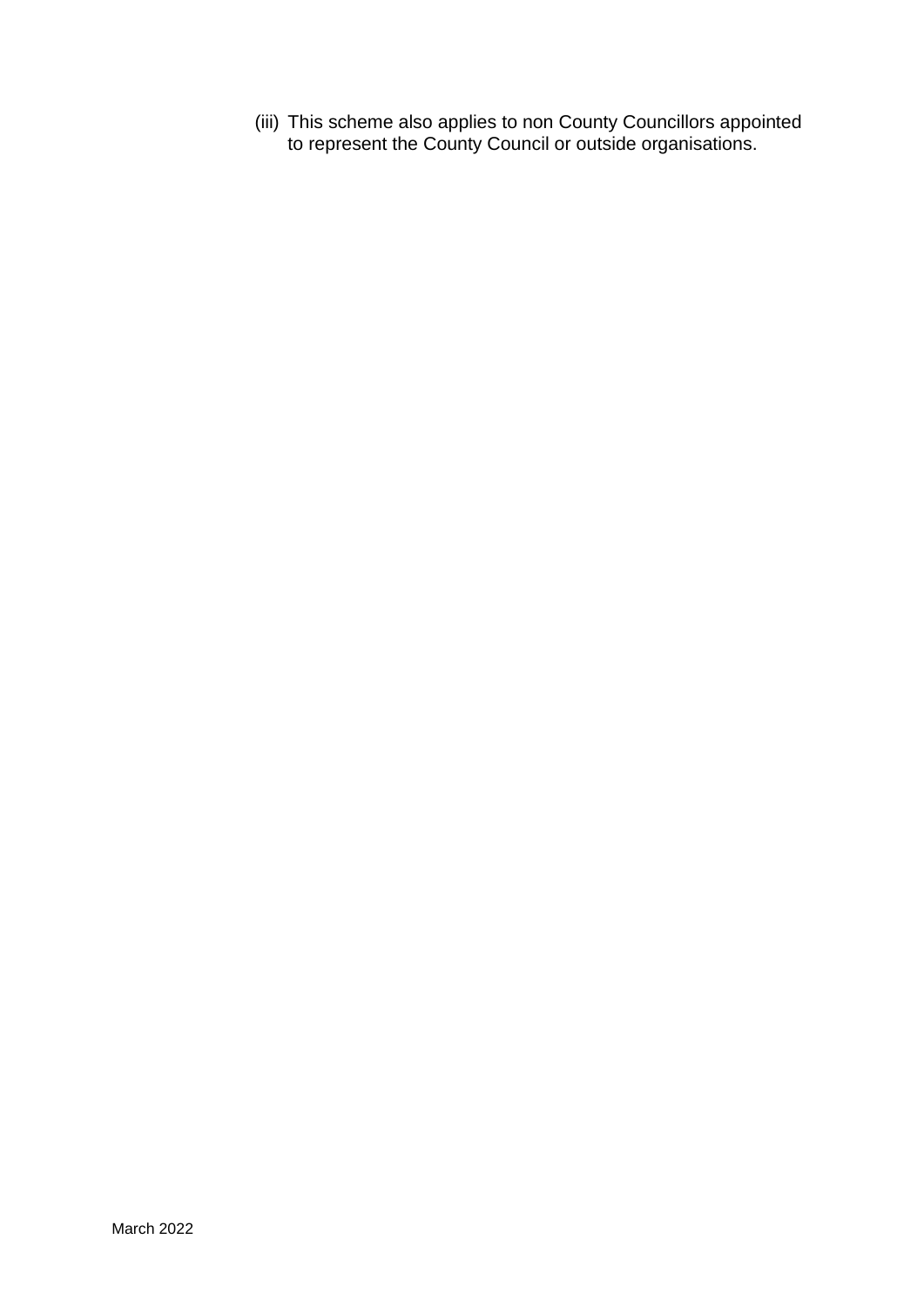(iii) This scheme also applies to non County Councillors appointed to represent the County Council or outside organisations.

March 2022